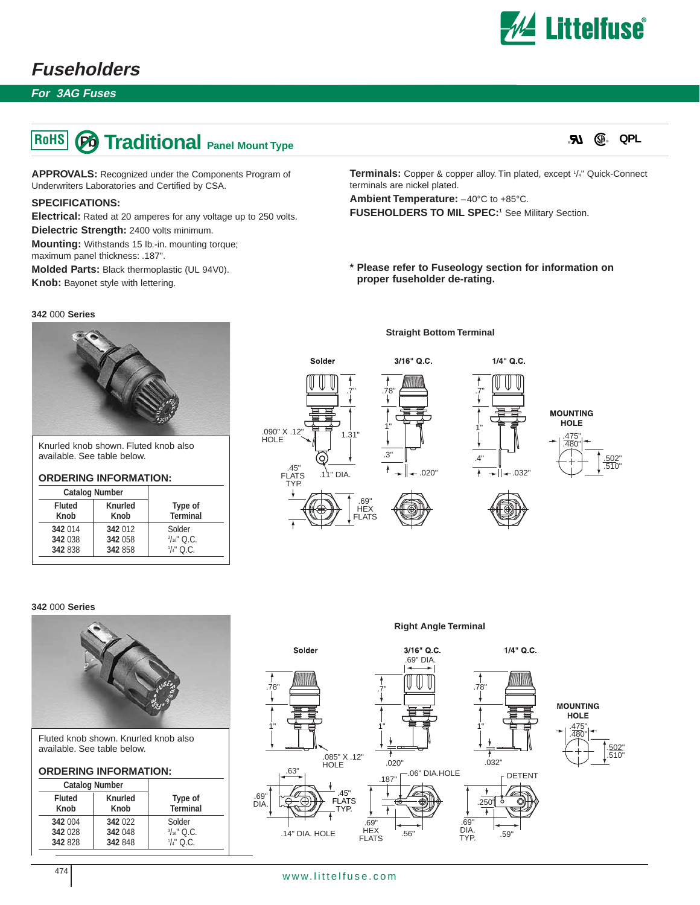# Fuseholders

## For 3AG Fuses

## RoHS Pb Traditional Panel Mount Type

QPL

**APPROVALS:** Recognized under the Components Program of Underwriters Laboratories and Certified by CSA.

**SPECIFICATIONS:**

**Electrical:** Rated at 20 amperes for any voltage up to 250 volts.

**Dielectric Strength:** 2400 volts minimum.

**Mounting:** Withstands 15 lb.-in. mounting torque; maximum panel thickness: .187".

**Molded Parts:** Black thermoplastic (UL 94V0).

**Knob:** Bayonet style with lettering.

**Terminals:** Copper & copper alloy. Tin plated, except 1/4" Quick-Connect terminals are nickel plated.

**Ambient Temperature:** –40°C to +85°C.

**FUSEHOLDERS TO MIL SPEC:**[1] See Military Section.

**\* Please refer to Fuseology section for information on proper fuseholder de-rating.**

### 342 000 Series

Knurled knob shown. Fluted knob also available. See table below.

**ORDERING INFORMATION:**

| Catalog Number | | |
|---|---|---|
| Fluted Knob | Knurled Knob | Type of Terminal |
| **342** 014 | **342** 012 | Solder |
| **342** 038 | **342** 058 | 3/16" Q.C. |
| **342** 838 | **342** 858 | 1/4" Q.C. |

**Straight Bottom Terminal**

Solder — 3/16" Q.C. — 1/4" Q.C.

.7" · 1.31" · .090" X .12" HOLE · .45" FLATS TYP. · .11" DIA. · .69" HEX FLATS · .78" · 1" · .3" · .020" · .7" · 1" · .4" · .032"

MOUNTING HOLE: .475" / .480" · .502" / .510"

### 342 000 Series

Fluted knob shown. Knurled knob also available. See table below.

**ORDERING INFORMATION:**

| Catalog Number | | |
|---|---|---|
| Fluted Knob | Knurled Knob | Type of Terminal |
| **342** 004 | **342** 022 | Solder |
| **342** 028 | **342** 048 | 3/16" Q.C. |
| **342** 828 | **342** 848 | 1/4" Q.C. |

**Right Angle Terminal**

Solder — 3/16" Q.C. — 1/4" Q.C.

.78" · 1" · .085" X .12" HOLE · .63" · .69" DIA. · .45" FLATS TYP. · .14" DIA. HOLE · .69" DIA. · .7" · 1" · .020" · .187" · .06" DIA.HOLE · .69" HEX FLATS · .56" · .78" · 1" · .032" · DETENT · .250" · .69" DIA. TYP. · .59"

MOUNTING HOLE: .475" / .480" · .502" / .510"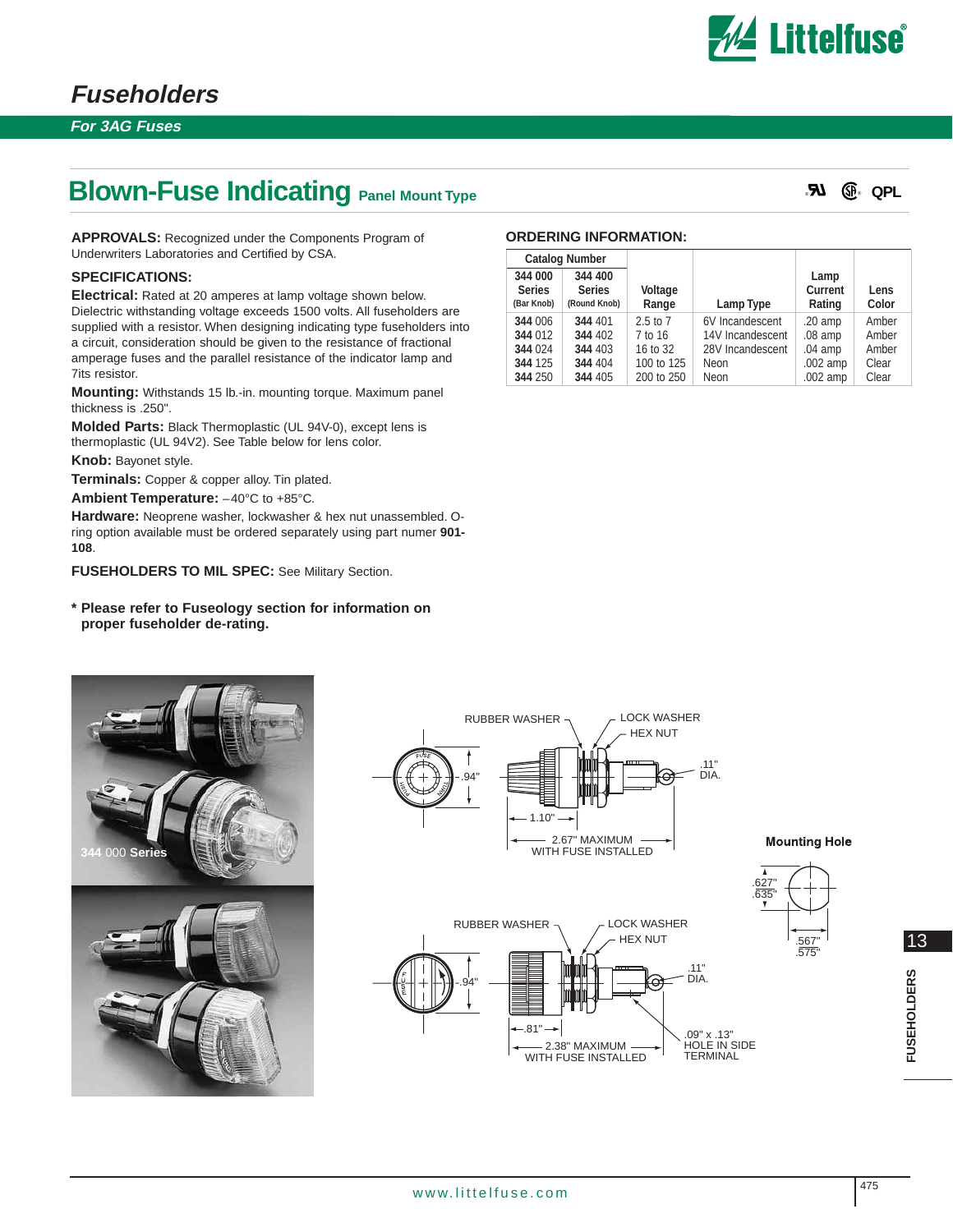# Fuseholders

*For 3AG Fuses*

## Blown-Fuse Indicating Panel Mount Type

**APPROVALS:** Recognized under the Components Program of Underwriters Laboratories and Certified by CSA.

**SPECIFICATIONS:**

**Electrical:** Rated at 20 amperes at lamp voltage shown below. Dielectric withstanding voltage exceeds 1500 volts. All fuseholders are supplied with a resistor. When designing indicating type fuseholders into a circuit, consideration should be given to the resistance of fractional amperage fuses and the parallel resistance of the indicator lamp and 7its resistor.

**Mounting:** Withstands 15 lb.-in. mounting torque. Maximum panel thickness is .250".

**Molded Parts:** Black Thermoplastic (UL 94V-0), except lens is thermoplastic (UL 94V2). See Table below for lens color.

**Knob:** Bayonet style.

**Terminals:** Copper & copper alloy. Tin plated.

**Ambient Temperature:** –40°C to +85°C.

**Hardware:** Neoprene washer, lockwasher & hex nut unassembled. O-ring option available must be ordered separately using part numer **901-108**.

**FUSEHOLDERS TO MIL SPEC:** See Military Section.

**\* Please refer to Fuseology section for information on proper fuseholder de-rating.**

**ORDERING INFORMATION:**

| Catalog Number | | Voltage Range | Lamp Type | Lamp Current Rating | Lens Color |
|---|---|---|---|---|---|
| 344 000 Series (Bar Knob) | 344 400 Series (Round Knob) | | | | |
| **344** 006 | **344** 401 | 2.5 to 7 | 6V Incandescent | .20 amp | Amber |
| **344** 012 | **344** 402 | 7 to 16 | 14V Incandescent | .08 amp | Amber |
| **344** 024 | **344** 403 | 16 to 32 | 28V Incandescent | .04 amp | Amber |
| **344** 125 | **344** 404 | 100 to 125 | Neon | .002 amp | Clear |
| **344** 250 | **344** 405 | 200 to 250 | Neon | .002 amp | Clear |

**344** 000 Series

RUBBER WASHER — LOCK WASHER — HEX NUT — .94" — 1.10" — .11" DIA. — 2.67" MAXIMUM WITH FUSE INSTALLED

**Mounting Hole**

.627" / .635" — .567" / .575"

RUBBER WASHER — LOCK WASHER — HEX NUT — .94" — .81" — .11" DIA. — 2.38" MAXIMUM WITH FUSE INSTALLED — .09" x .13" HOLE IN SIDE TERMINAL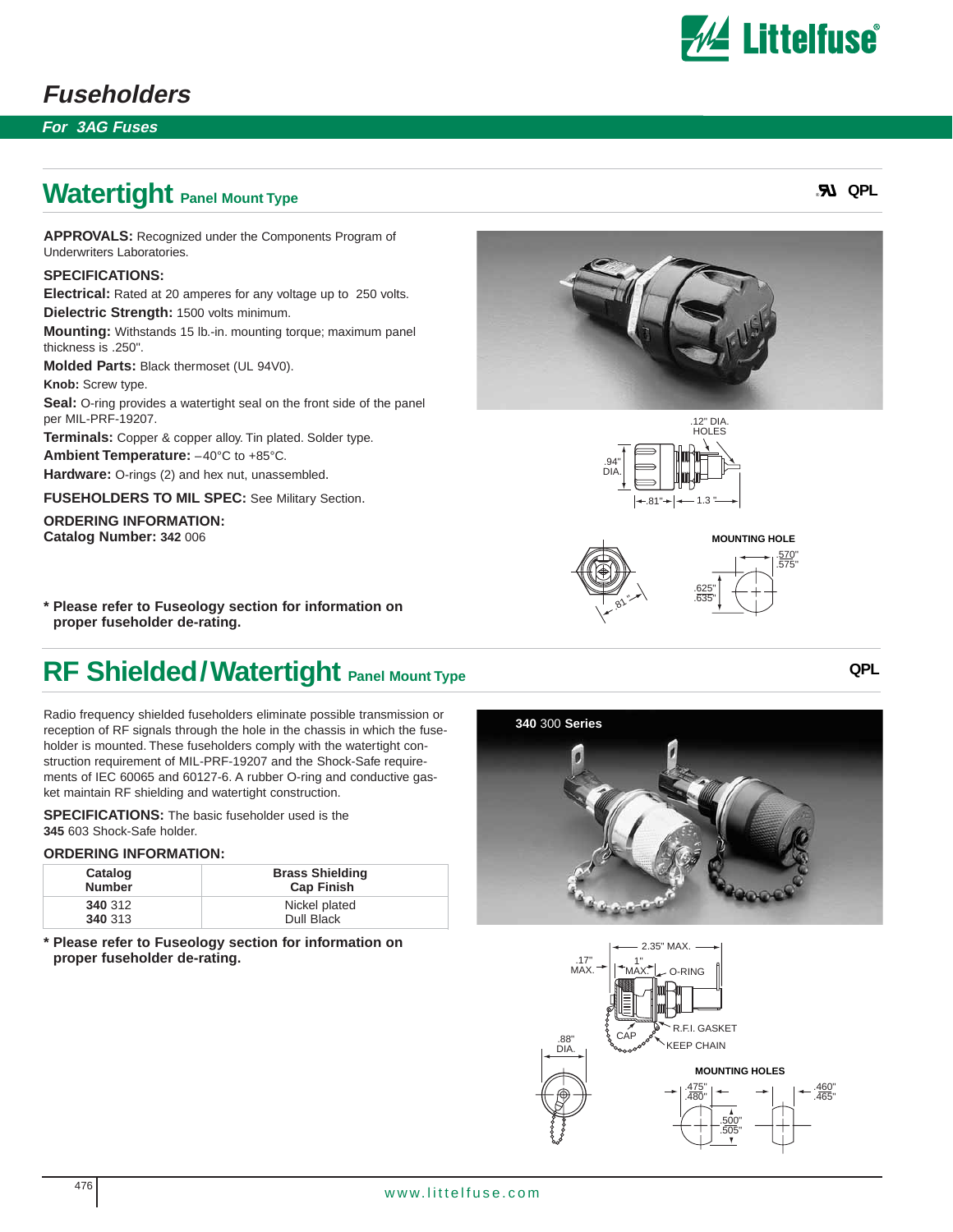# Fuseholders

*For 3AG Fuses*

## Watertight Panel Mount Type

UL QPL

**APPROVALS:** Recognized under the Components Program of Underwriters Laboratories.

**SPECIFICATIONS:**

**Electrical:** Rated at 20 amperes for any voltage up to 250 volts.

**Dielectric Strength:** 1500 volts minimum.

**Mounting:** Withstands 15 lb.-in. mounting torque; maximum panel thickness is .250".

**Molded Parts:** Black thermoset (UL 94V0).

**Knob:** Screw type.

**Seal:** O-ring provides a watertight seal on the front side of the panel per MIL-PRF-19207.

**Terminals:** Copper & copper alloy. Tin plated. Solder type.

**Ambient Temperature:** –40°C to +85°C.

**Hardware:** O-rings (2) and hex nut, unassembled.

**FUSEHOLDERS TO MIL SPEC:** See Military Section.

**ORDERING INFORMATION:**

**Catalog Number: 342** 006

**\* Please refer to Fuseology section for information on proper fuseholder de-rating.**

.12" DIA. HOLES

.94" DIA.

.81"

1.3 "

MOUNTING HOLE

.570"
.575"

.625"
.635"

.81 "

## RF Shielded/Watertight Panel Mount Type

QPL

Radio frequency shielded fuseholders eliminate possible transmission or reception of RF signals through the hole in the chassis in which the fuseholder is mounted. These fuseholders comply with the watertight construction requirement of MIL-PRF-19207 and the Shock-Safe requirements of IEC 60065 and 60127-6. A rubber O-ring and conductive gasket maintain RF shielding and watertight construction.

**SPECIFICATIONS:** The basic fuseholder used is the **345** 603 Shock-Safe holder.

**ORDERING INFORMATION:**

| Catalog Number | Brass Shielding Cap Finish |
|---|---|
| **340** 312 | Nickel plated |
| **340** 313 | Dull Black |

**\* Please refer to Fuseology section for information on proper fuseholder de-rating.**

**340** 300 **Series**

2.35" MAX.

.17" MAX.

1" MAX.

O-RING

R.F.I. GASKET

CAP

KEEP CHAIN

.88" DIA.

MOUNTING HOLES

.475"
.480"

.460"
.465"

.500"
.505"

www.littelfuse.com